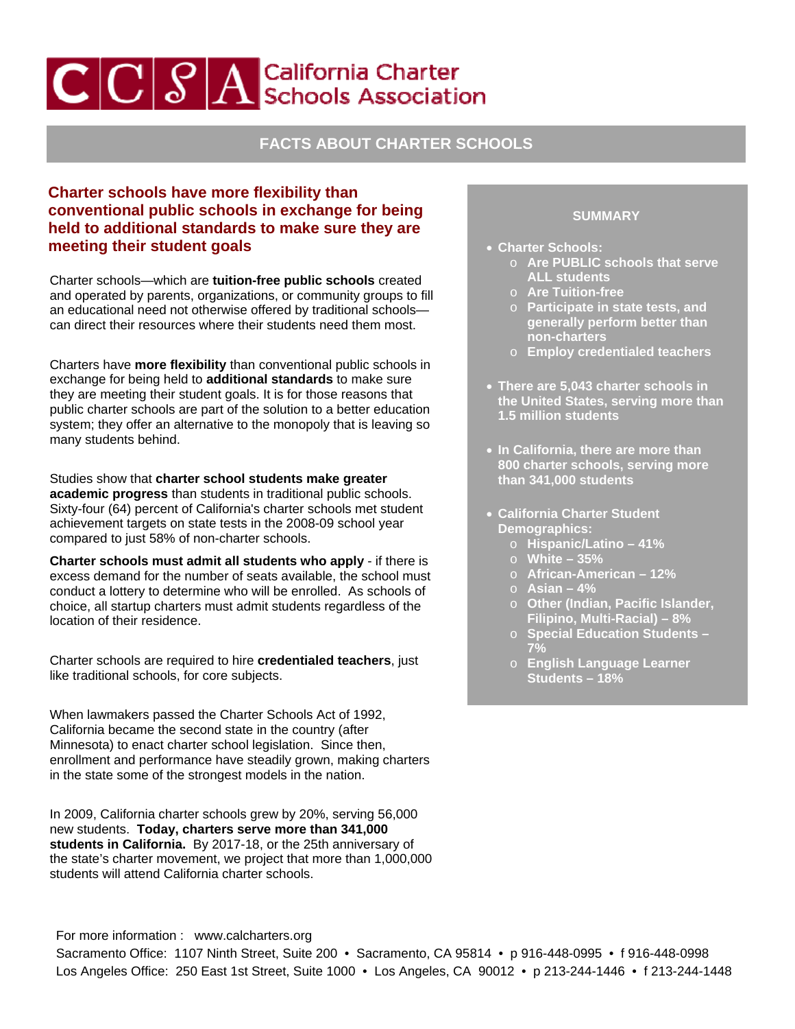# CCSA California Charter Schools Association

## FACTS ABOUT CHARTER SCHOOLS

### Charter schools have more flexibility than conventional public schools in exchange for being held to additional standards to make sure they are meeting their student goals

Charter schools—which are **tuition-free public schools** created and operated by parents, organizations, or community groups to fill an educational need not otherwise offered by traditional schools—can direct their resources where their students need them most.

Charters have **more flexibility** than conventional public schools in exchange for being held to **additional standards** to make sure they are meeting their student goals. It is for those reasons that public charter schools are part of the solution to a better education system; they offer an alternative to the monopoly that is leaving so many students behind.

Studies show that **charter school students make greater academic progress** than students in traditional public schools. Sixty-four (64) percent of California's charter schools met student achievement targets on state tests in the 2008-09 school year compared to just 58% of non-charter schools.

**Charter schools must admit all students who apply** - if there is excess demand for the number of seats available, the school must conduct a lottery to determine who will be enrolled. As schools of choice, all startup charters must admit students regardless of the location of their residence.

Charter schools are required to hire **credentialed teachers**, just like traditional schools, for core subjects.

When lawmakers passed the Charter Schools Act of 1992, California became the second state in the country (after Minnesota) to enact charter school legislation. Since then, enrollment and performance have steadily grown, making charters in the state some of the strongest models in the nation.

In 2009, California charter schools grew by 20%, serving 56,000 new students. **Today, charters serve more than 341,000 students in California.** By 2017-18, or the 25th anniversary of the state's charter movement, we project that more than 1,000,000 students will attend California charter schools.

### SUMMARY

- **Charter Schools:**
  - **Are PUBLIC schools that serve ALL students**
  - **Are Tuition-free**
  - **Participate in state tests, and generally perform better than non-charters**
  - **Employ credentialed teachers**
- **There are 5,043 charter schools in the United States, serving more than 1.5 million students**
- **In California, there are more than 800 charter schools, serving more than 341,000 students**
- **California Charter Student Demographics:**
  - **Hispanic/Latino – 41%**
  - **White – 35%**
  - **African-American – 12%**
  - **Asian – 4%**
  - **Other (Indian, Pacific Islander, Filipino, Multi-Racial) – 8%**
  - **Special Education Students – 7%**
  - **English Language Learner Students – 18%**

For more information : www.calcharters.org

Sacramento Office: 1107 Ninth Street, Suite 200 • Sacramento, CA 95814 • p 916-448-0995 • f 916-448-0998

Los Angeles Office: 250 East 1st Street, Suite 1000 • Los Angeles, CA 90012 • p 213-244-1446 • f 213-244-1448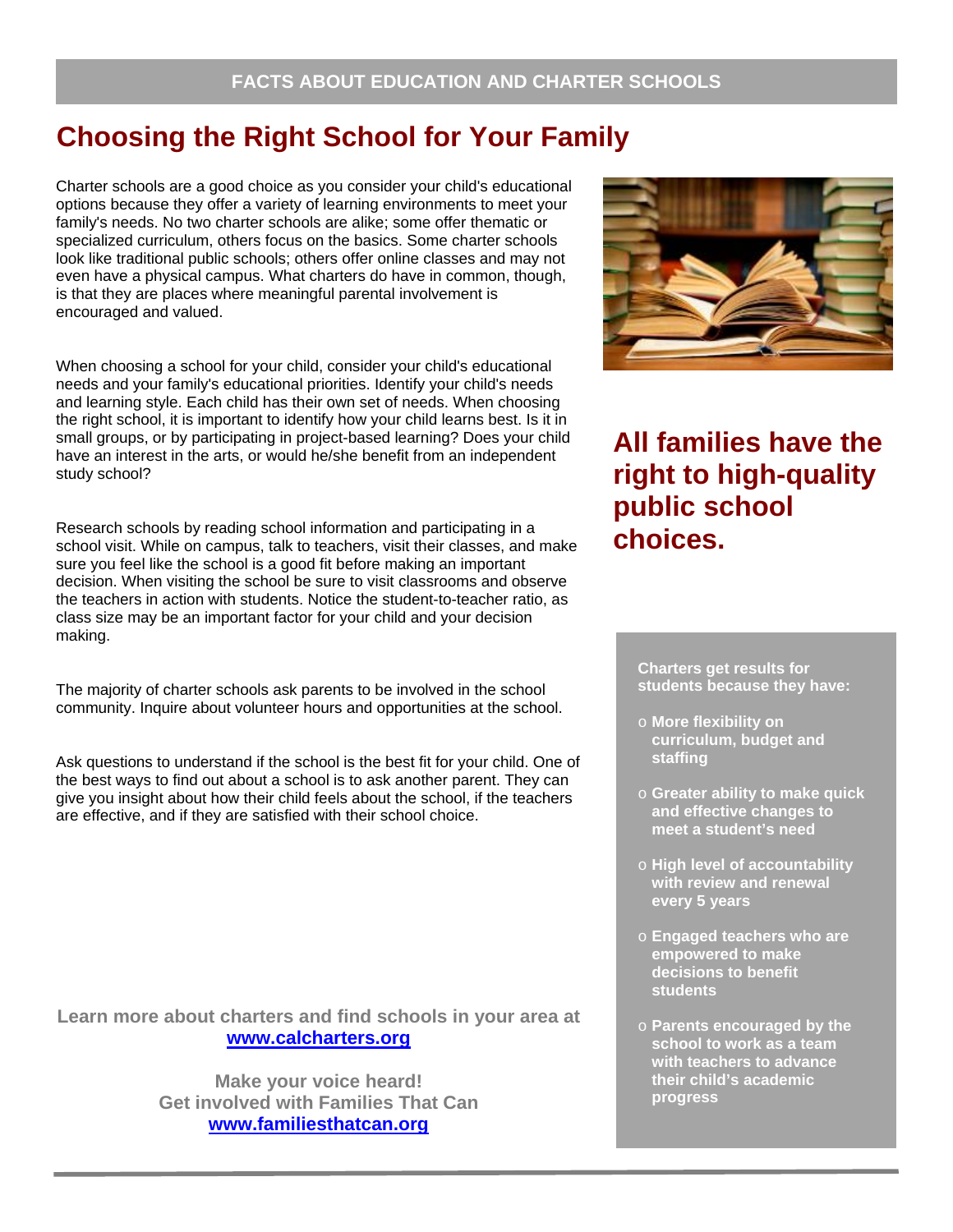FACTS ABOUT EDUCATION AND CHARTER SCHOOLS

# Choosing the Right School for Your Family

Charter schools are a good choice as you consider your child's educational options because they offer a variety of learning environments to meet your family's needs. No two charter schools are alike; some offer thematic or specialized curriculum, others focus on the basics. Some charter schools look like traditional public schools; others offer online classes and may not even have a physical campus. What charters do have in common, though, is that they are places where meaningful parental involvement is encouraged and valued.

When choosing a school for your child, consider your child's educational needs and your family's educational priorities. Identify your child's needs and learning style. Each child has their own set of needs. When choosing the right school, it is important to identify how your child learns best. Is it in small groups, or by participating in project-based learning? Does your child have an interest in the arts, or would he/she benefit from an independent study school?

Research schools by reading school information and participating in a school visit. While on campus, talk to teachers, visit their classes, and make sure you feel like the school is a good fit before making an important decision. When visiting the school be sure to visit classrooms and observe the teachers in action with students. Notice the student-to-teacher ratio, as class size may be an important factor for your child and your decision making.

The majority of charter schools ask parents to be involved in the school community. Inquire about volunteer hours and opportunities at the school.

Ask questions to understand if the school is the best fit for your child. One of the best ways to find out about a school is to ask another parent. They can give you insight about how their child feels about the school, if the teachers are effective, and if they are satisfied with their school choice.

## All families have the right to high-quality public school choices.

**Charters get results for students because they have:**

- **More flexibility on curriculum, budget and staffing**
- **Greater ability to make quick and effective changes to meet a student's need**
- **High level of accountability with review and renewal every 5 years**
- **Engaged teachers who are empowered to make decisions to benefit students**
- **Parents encouraged by the school to work as a team with teachers to advance their child's academic progress**

**Learn more about charters and find schools in your area at [www.calcharters.org](www.calcharters.org)**

**Make your voice heard!**
**Get involved with Families That Can**
**[www.familiesthatcan.org](www.familiesthatcan.org)**